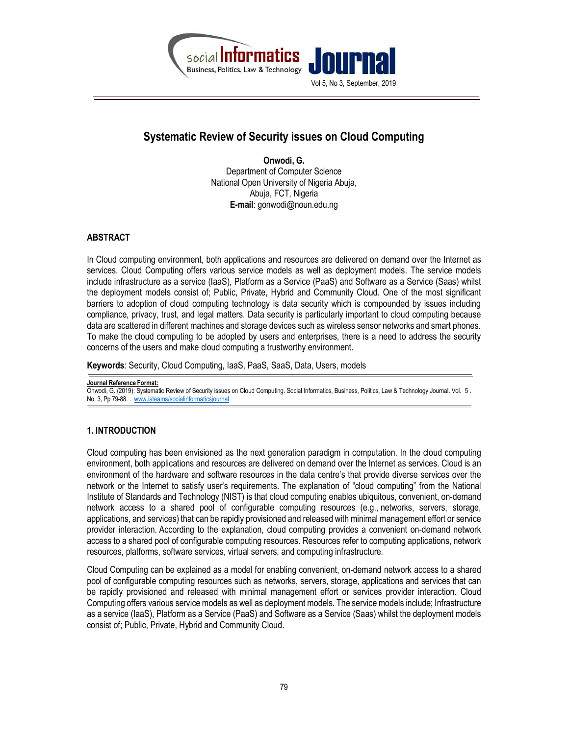# Systematic Review of Security issues on Cloud Computing

**Onwodi, G.**
Department of Computer Science
National Open University of Nigeria Abuja,
Abuja, FCT, Nigeria
**E-mail**: gonwodi@noun.edu.ng

## ABSTRACT

In Cloud computing environment, both applications and resources are delivered on demand over the Internet as services. Cloud Computing offers various service models as well as deployment models. The service models include infrastructure as a service (IaaS), Platform as a Service (PaaS) and Software as a Service (Saas) whilst the deployment models consist of; Public, Private, Hybrid and Community Cloud. One of the most significant barriers to adoption of cloud computing technology is data security which is compounded by issues including compliance, privacy, trust, and legal matters. Data security is particularly important to cloud computing because data are scattered in different machines and storage devices such as wireless sensor networks and smart phones. To make the cloud computing to be adopted by users and enterprises, there is a need to address the security concerns of the users and make cloud computing a trustworthy environment.

**Keywords**: Security, Cloud Computing, IaaS, PaaS, SaaS, Data, Users, models

**Journal Reference Format:**
Onwodi, G. (2019): Systematic Review of Security issues on Cloud Computing. Social Informatics, Business, Politics, Law & Technology Journal. Vol. 5 . No. 3, Pp 79-88. . www.isteams/socialinformaticsjournal

## 1. INTRODUCTION

Cloud computing has been envisioned as the next generation paradigm in computation. In the cloud computing environment, both applications and resources are delivered on demand over the Internet as services. Cloud is an environment of the hardware and software resources in the data centre's that provide diverse services over the network or the Internet to satisfy user's requirements. The explanation of "cloud computing" from the National Institute of Standards and Technology (NIST) is that cloud computing enables ubiquitous, convenient, on-demand network access to a shared pool of configurable computing resources (e.g., networks, servers, storage, applications, and services) that can be rapidly provisioned and released with minimal management effort or service provider interaction. According to the explanation, cloud computing provides a convenient on-demand network access to a shared pool of configurable computing resources. Resources refer to computing applications, network resources, platforms, software services, virtual servers, and computing infrastructure.

Cloud Computing can be explained as a model for enabling convenient, on-demand network access to a shared pool of configurable computing resources such as networks, servers, storage, applications and services that can be rapidly provisioned and released with minimal management effort or services provider interaction. Cloud Computing offers various service models as well as deployment models. The service models include; Infrastructure as a service (IaaS), Platform as a Service (PaaS) and Software as a Service (Saas) whilst the deployment models consist of; Public, Private, Hybrid and Community Cloud.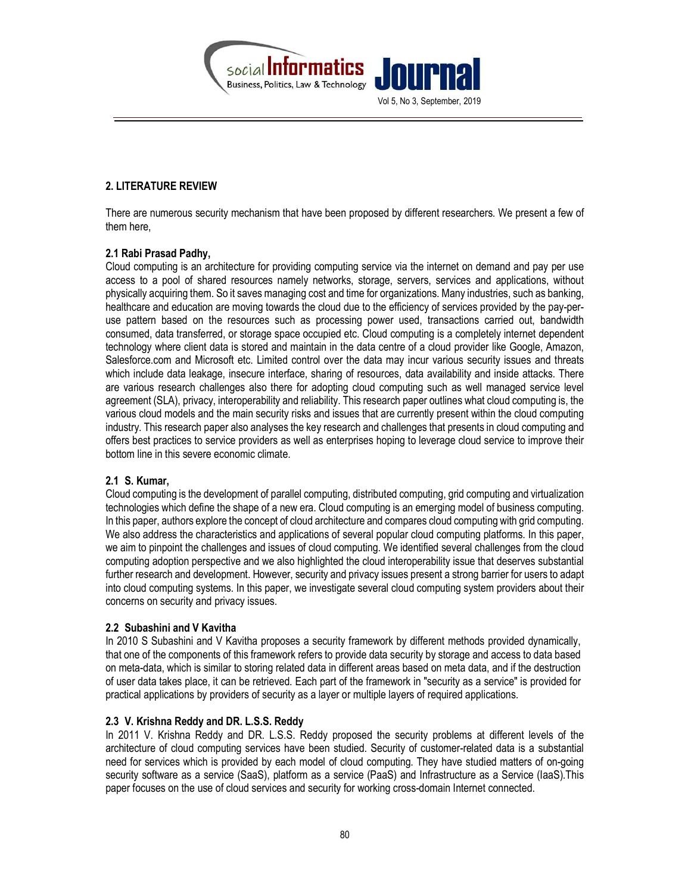## 2. LITERATURE REVIEW

There are numerous security mechanism that have been proposed by different researchers. We present a few of them here,

### 2.1 Rabi Prasad Padhy,

Cloud computing is an architecture for providing computing service via the internet on demand and pay per use access to a pool of shared resources namely networks, storage, servers, services and applications, without physically acquiring them. So it saves managing cost and time for organizations. Many industries, such as banking, healthcare and education are moving towards the cloud due to the efficiency of services provided by the pay-per-use pattern based on the resources such as processing power used, transactions carried out, bandwidth consumed, data transferred, or storage space occupied etc. Cloud computing is a completely internet dependent technology where client data is stored and maintain in the data centre of a cloud provider like Google, Amazon, Salesforce.com and Microsoft etc. Limited control over the data may incur various security issues and threats which include data leakage, insecure interface, sharing of resources, data availability and inside attacks. There are various research challenges also there for adopting cloud computing such as well managed service level agreement (SLA), privacy, interoperability and reliability. This research paper outlines what cloud computing is, the various cloud models and the main security risks and issues that are currently present within the cloud computing industry. This research paper also analyses the key research and challenges that presents in cloud computing and offers best practices to service providers as well as enterprises hoping to leverage cloud service to improve their bottom line in this severe economic climate.

### 2.1 S. Kumar,

Cloud computing is the development of parallel computing, distributed computing, grid computing and virtualization technologies which define the shape of a new era. Cloud computing is an emerging model of business computing. In this paper, authors explore the concept of cloud architecture and compares cloud computing with grid computing. We also address the characteristics and applications of several popular cloud computing platforms. In this paper, we aim to pinpoint the challenges and issues of cloud computing. We identified several challenges from the cloud computing adoption perspective and we also highlighted the cloud interoperability issue that deserves substantial further research and development. However, security and privacy issues present a strong barrier for users to adapt into cloud computing systems. In this paper, we investigate several cloud computing system providers about their concerns on security and privacy issues.

### 2.2 Subashini and V Kavitha

In 2010 S Subashini and V Kavitha proposes a security framework by different methods provided dynamically, that one of the components of this framework refers to provide data security by storage and access to data based on meta-data, which is similar to storing related data in different areas based on meta data, and if the destruction of user data takes place, it can be retrieved. Each part of the framework in "security as a service" is provided for practical applications by providers of security as a layer or multiple layers of required applications.

### 2.3 V. Krishna Reddy and DR. L.S.S. Reddy

In 2011 V. Krishna Reddy and DR. L.S.S. Reddy proposed the security problems at different levels of the architecture of cloud computing services have been studied. Security of customer-related data is a substantial need for services which is provided by each model of cloud computing. They have studied matters of on-going security software as a service (SaaS), platform as a service (PaaS) and Infrastructure as a Service (IaaS).This paper focuses on the use of cloud services and security for working cross-domain Internet connected.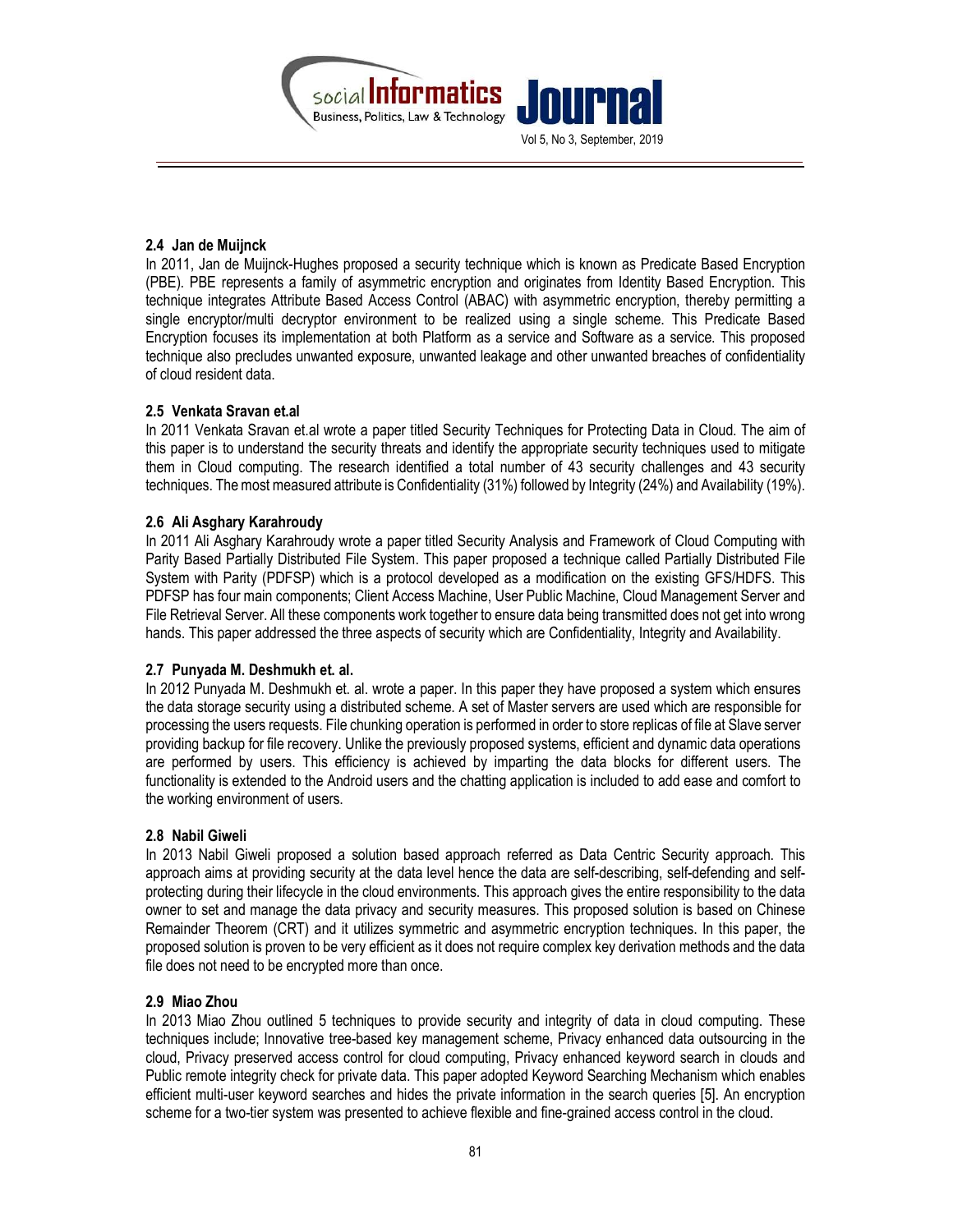### 2.4 Jan de Muijnck

In 2011, Jan de Muijnck-Hughes proposed a security technique which is known as Predicate Based Encryption (PBE). PBE represents a family of asymmetric encryption and originates from Identity Based Encryption. This technique integrates Attribute Based Access Control (ABAC) with asymmetric encryption, thereby permitting a single encryptor/multi decryptor environment to be realized using a single scheme. This Predicate Based Encryption focuses its implementation at both Platform as a service and Software as a service. This proposed technique also precludes unwanted exposure, unwanted leakage and other unwanted breaches of confidentiality of cloud resident data.

### 2.5 Venkata Sravan et.al

In 2011 Venkata Sravan et.al wrote a paper titled Security Techniques for Protecting Data in Cloud. The aim of this paper is to understand the security threats and identify the appropriate security techniques used to mitigate them in Cloud computing. The research identified a total number of 43 security challenges and 43 security techniques. The most measured attribute is Confidentiality (31%) followed by Integrity (24%) and Availability (19%).

### 2.6 Ali Asghary Karahroudy

In 2011 Ali Asghary Karahroudy wrote a paper titled Security Analysis and Framework of Cloud Computing with Parity Based Partially Distributed File System. This paper proposed a technique called Partially Distributed File System with Parity (PDFSP) which is a protocol developed as a modification on the existing GFS/HDFS. This PDFSP has four main components; Client Access Machine, User Public Machine, Cloud Management Server and File Retrieval Server. All these components work together to ensure data being transmitted does not get into wrong hands. This paper addressed the three aspects of security which are Confidentiality, Integrity and Availability.

### 2.7 Punyada M. Deshmukh et. al.

In 2012 Punyada M. Deshmukh et. al. wrote a paper. In this paper they have proposed a system which ensures the data storage security using a distributed scheme. A set of Master servers are used which are responsible for processing the users requests. File chunking operation is performed in order to store replicas of file at Slave server providing backup for file recovery. Unlike the previously proposed systems, efficient and dynamic data operations are performed by users. This efficiency is achieved by imparting the data blocks for different users. The functionality is extended to the Android users and the chatting application is included to add ease and comfort to the working environment of users.

### 2.8 Nabil Giweli

In 2013 Nabil Giweli proposed a solution based approach referred as Data Centric Security approach. This approach aims at providing security at the data level hence the data are self-describing, self-defending and self-protecting during their lifecycle in the cloud environments. This approach gives the entire responsibility to the data owner to set and manage the data privacy and security measures. This proposed solution is based on Chinese Remainder Theorem (CRT) and it utilizes symmetric and asymmetric encryption techniques. In this paper, the proposed solution is proven to be very efficient as it does not require complex key derivation methods and the data file does not need to be encrypted more than once.

### 2.9 Miao Zhou

In 2013 Miao Zhou outlined 5 techniques to provide security and integrity of data in cloud computing. These techniques include; Innovative tree-based key management scheme, Privacy enhanced data outsourcing in the cloud, Privacy preserved access control for cloud computing, Privacy enhanced keyword search in clouds and Public remote integrity check for private data. This paper adopted Keyword Searching Mechanism which enables efficient multi-user keyword searches and hides the private information in the search queries [5]. An encryption scheme for a two-tier system was presented to achieve flexible and fine-grained access control in the cloud.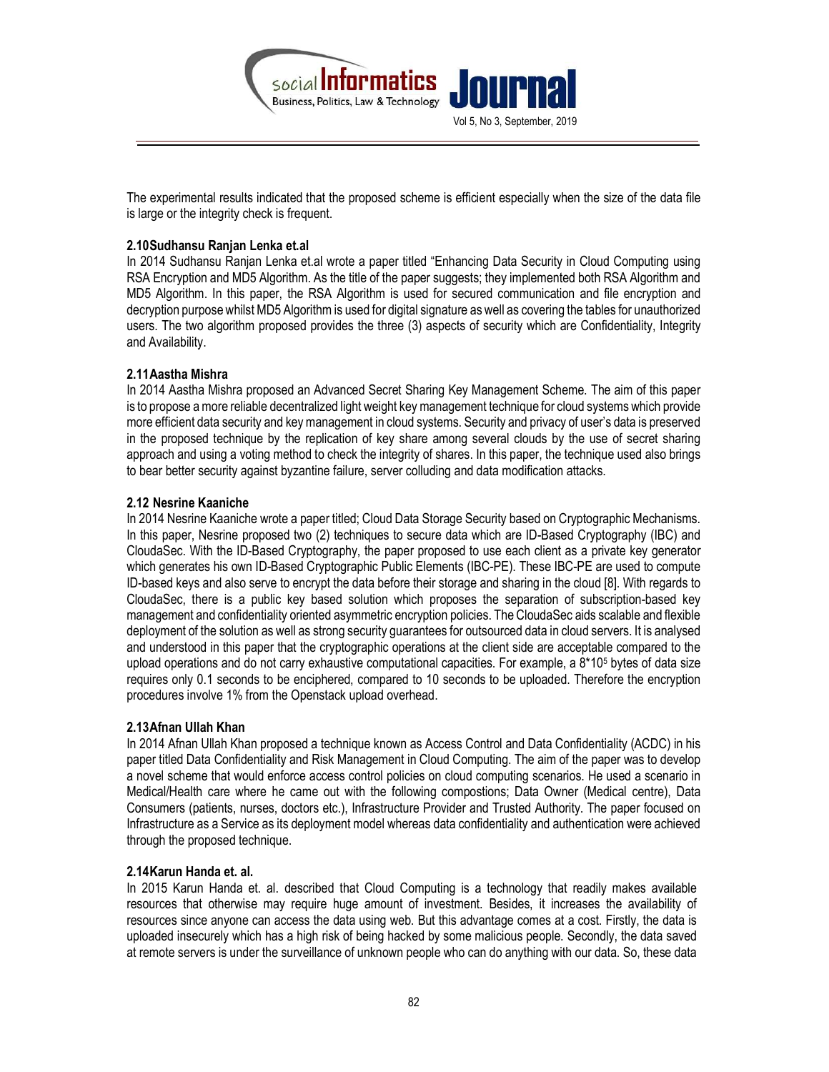The experimental results indicated that the proposed scheme is efficient especially when the size of the data file is large or the integrity check is frequent.

### 2.10 Sudhansu Ranjan Lenka et.al

In 2014 Sudhansu Ranjan Lenka et.al wrote a paper titled "Enhancing Data Security in Cloud Computing using RSA Encryption and MD5 Algorithm. As the title of the paper suggests; they implemented both RSA Algorithm and MD5 Algorithm. In this paper, the RSA Algorithm is used for secured communication and file encryption and decryption purpose whilst MD5 Algorithm is used for digital signature as well as covering the tables for unauthorized users. The two algorithm proposed provides the three (3) aspects of security which are Confidentiality, Integrity and Availability.

### 2.11 Aastha Mishra

In 2014 Aastha Mishra proposed an Advanced Secret Sharing Key Management Scheme. The aim of this paper is to propose a more reliable decentralized light weight key management technique for cloud systems which provide more efficient data security and key management in cloud systems. Security and privacy of user's data is preserved in the proposed technique by the replication of key share among several clouds by the use of secret sharing approach and using a voting method to check the integrity of shares. In this paper, the technique used also brings to bear better security against byzantine failure, server colluding and data modification attacks.

### 2.12 Nesrine Kaaniche

In 2014 Nesrine Kaaniche wrote a paper titled; Cloud Data Storage Security based on Cryptographic Mechanisms. In this paper, Nesrine proposed two (2) techniques to secure data which are ID-Based Cryptography (IBC) and CloudaSec. With the ID-Based Cryptography, the paper proposed to use each client as a private key generator which generates his own ID-Based Cryptographic Public Elements (IBC-PE). These IBC-PE are used to compute ID-based keys and also serve to encrypt the data before their storage and sharing in the cloud [8]. With regards to CloudaSec, there is a public key based solution which proposes the separation of subscription-based key management and confidentiality oriented asymmetric encryption policies. The CloudaSec aids scalable and flexible deployment of the solution as well as strong security guarantees for outsourced data in cloud servers. It is analysed and understood in this paper that the cryptographic operations at the client side are acceptable compared to the upload operations and do not carry exhaustive computational capacities. For example, a $8*10^5$ bytes of data size requires only 0.1 seconds to be enciphered, compared to 10 seconds to be uploaded. Therefore the encryption procedures involve 1% from the Openstack upload overhead.

### 2.13 Afnan Ullah Khan

In 2014 Afnan Ullah Khan proposed a technique known as Access Control and Data Confidentiality (ACDC) in his paper titled Data Confidentiality and Risk Management in Cloud Computing. The aim of the paper was to develop a novel scheme that would enforce access control policies on cloud computing scenarios. He used a scenario in Medical/Health care where he came out with the following compostions; Data Owner (Medical centre), Data Consumers (patients, nurses, doctors etc.), Infrastructure Provider and Trusted Authority. The paper focused on Infrastructure as a Service as its deployment model whereas data confidentiality and authentication were achieved through the proposed technique.

### 2.14 Karun Handa et. al.

In 2015 Karun Handa et. al. described that Cloud Computing is a technology that readily makes available resources that otherwise may require huge amount of investment. Besides, it increases the availability of resources since anyone can access the data using web. But this advantage comes at a cost. Firstly, the data is uploaded insecurely which has a high risk of being hacked by some malicious people. Secondly, the data saved at remote servers is under the surveillance of unknown people who can do anything with our data. So, these data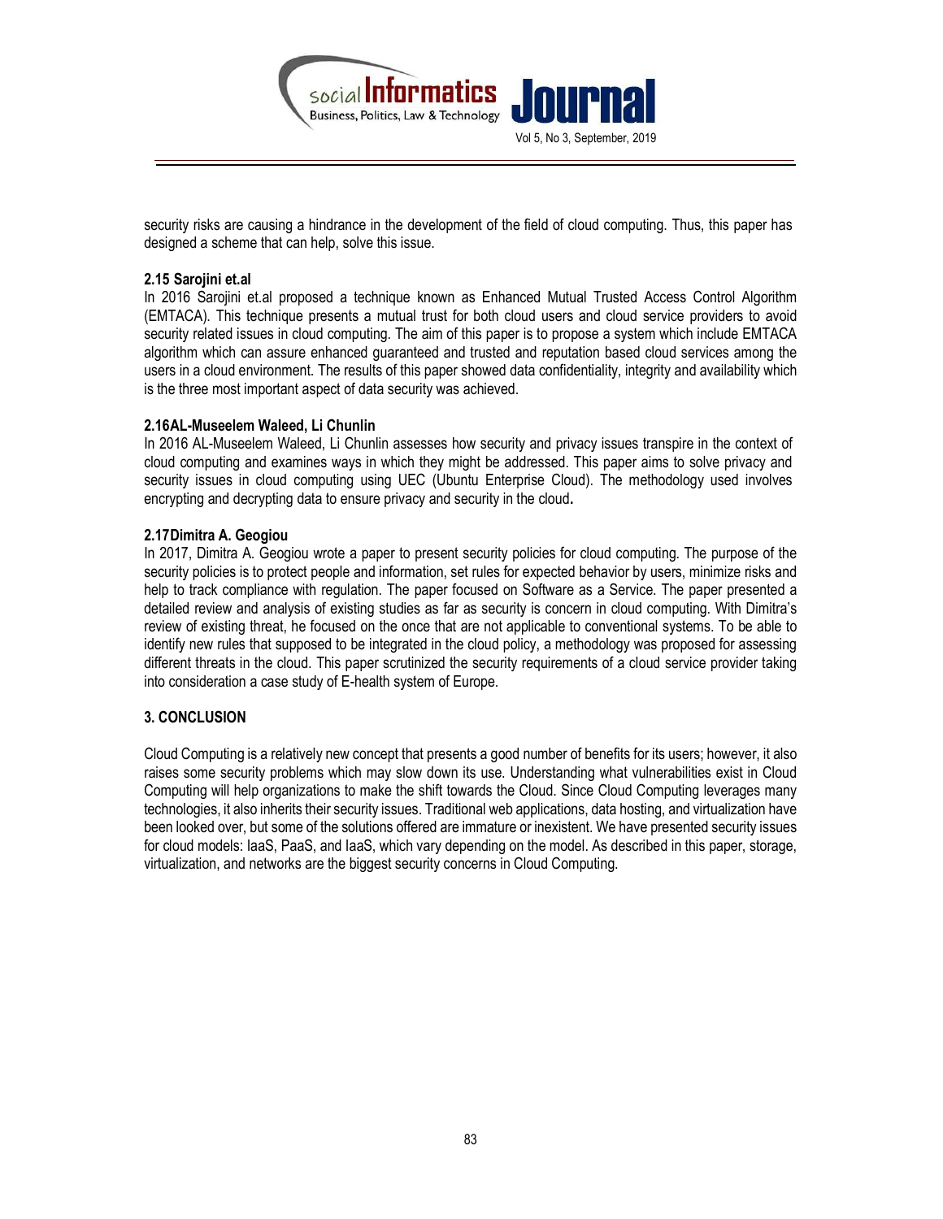security risks are causing a hindrance in the development of the field of cloud computing. Thus, this paper has designed a scheme that can help, solve this issue.

### 2.15 Sarojini et.al

In 2016 Sarojini et.al proposed a technique known as Enhanced Mutual Trusted Access Control Algorithm (EMTACA). This technique presents a mutual trust for both cloud users and cloud service providers to avoid security related issues in cloud computing. The aim of this paper is to propose a system which include EMTACA algorithm which can assure enhanced guaranteed and trusted and reputation based cloud services among the users in a cloud environment. The results of this paper showed data confidentiality, integrity and availability which is the three most important aspect of data security was achieved.

### 2.16AL-Museelem Waleed, Li Chunlin

In 2016 AL-Museelem Waleed, Li Chunlin assesses how security and privacy issues transpire in the context of cloud computing and examines ways in which they might be addressed. This paper aims to solve privacy and security issues in cloud computing using UEC (Ubuntu Enterprise Cloud). The methodology used involves encrypting and decrypting data to ensure privacy and security in the cloud**.**

### 2.17Dimitra A. Geogiou

In 2017, Dimitra A. Geogiou wrote a paper to present security policies for cloud computing. The purpose of the security policies is to protect people and information, set rules for expected behavior by users, minimize risks and help to track compliance with regulation. The paper focused on Software as a Service. The paper presented a detailed review and analysis of existing studies as far as security is concern in cloud computing. With Dimitra's review of existing threat, he focused on the once that are not applicable to conventional systems. To be able to identify new rules that supposed to be integrated in the cloud policy, a methodology was proposed for assessing different threats in the cloud. This paper scrutinized the security requirements of a cloud service provider taking into consideration a case study of E-health system of Europe.

## 3. CONCLUSION

Cloud Computing is a relatively new concept that presents a good number of benefits for its users; however, it also raises some security problems which may slow down its use. Understanding what vulnerabilities exist in Cloud Computing will help organizations to make the shift towards the Cloud. Since Cloud Computing leverages many technologies, it also inherits their security issues. Traditional web applications, data hosting, and virtualization have been looked over, but some of the solutions offered are immature or inexistent. We have presented security issues for cloud models: IaaS, PaaS, and IaaS, which vary depending on the model. As described in this paper, storage, virtualization, and networks are the biggest security concerns in Cloud Computing.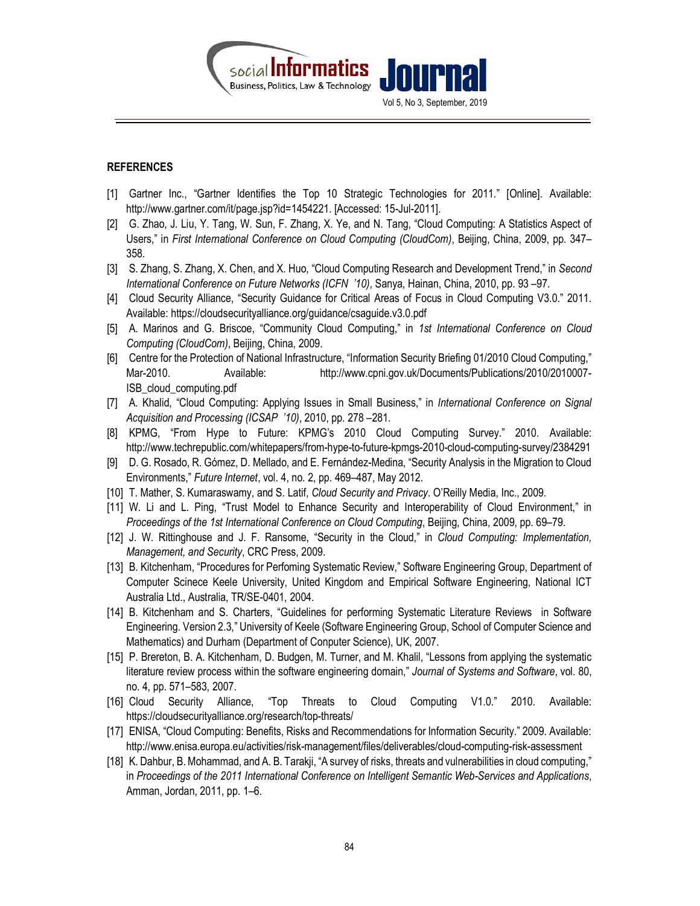## REFERENCES

[1] Gartner Inc., "Gartner Identifies the Top 10 Strategic Technologies for 2011." [Online]. Available: http://www.gartner.com/it/page.jsp?id=1454221. [Accessed: 15-Jul-2011].

[2] G. Zhao, J. Liu, Y. Tang, W. Sun, F. Zhang, X. Ye, and N. Tang, "Cloud Computing: A Statistics Aspect of Users," in *First International Conference on Cloud Computing (CloudCom)*, Beijing, China, 2009, pp. 347–358.

[3] S. Zhang, S. Zhang, X. Chen, and X. Huo, "Cloud Computing Research and Development Trend," in *Second International Conference on Future Networks (ICFN '10)*, Sanya, Hainan, China, 2010, pp. 93 –97.

[4] Cloud Security Alliance, "Security Guidance for Critical Areas of Focus in Cloud Computing V3.0." 2011. Available: https://cloudsecurityalliance.org/guidance/csaguide.v3.0.pdf

[5] A. Marinos and G. Briscoe, "Community Cloud Computing," in *1st International Conference on Cloud Computing (CloudCom)*, Beijing, China, 2009.

[6] Centre for the Protection of National Infrastructure, "Information Security Briefing 01/2010 Cloud Computing," Mar-2010. Available: http://www.cpni.gov.uk/Documents/Publications/2010/2010007-ISB_cloud_computing.pdf

[7] A. Khalid, "Cloud Computing: Applying Issues in Small Business," in *International Conference on Signal Acquisition and Processing (ICSAP '10)*, 2010, pp. 278 –281.

[8] KPMG, "From Hype to Future: KPMG's 2010 Cloud Computing Survey." 2010. Available: http://www.techrepublic.com/whitepapers/from-hype-to-future-kpmgs-2010-cloud-computing-survey/2384291

[9] D. G. Rosado, R. Gómez, D. Mellado, and E. Fernández-Medina, "Security Analysis in the Migration to Cloud Environments," *Future Internet*, vol. 4, no. 2, pp. 469–487, May 2012.

[10] T. Mather, S. Kumaraswamy, and S. Latif, *Cloud Security and Privacy*. O'Reilly Media, Inc., 2009.

[11] W. Li and L. Ping, "Trust Model to Enhance Security and Interoperability of Cloud Environment," in *Proceedings of the 1st International Conference on Cloud Computing*, Beijing, China, 2009, pp. 69–79.

[12] J. W. Rittinghouse and J. F. Ransome, "Security in the Cloud," in *Cloud Computing: Implementation, Management, and Security*, CRC Press, 2009.

[13] B. Kitchenham, "Procedures for Perfoming Systematic Review," Software Engineering Group, Department of Computer Scinece Keele University, United Kingdom and Empirical Software Engineering, National ICT Australia Ltd., Australia, TR/SE-0401, 2004.

[14] B. Kitchenham and S. Charters, "Guidelines for performing Systematic Literature Reviews in Software Engineering. Version 2.3," University of Keele (Software Engineering Group, School of Computer Science and Mathematics) and Durham (Department of Conputer Science), UK, 2007.

[15] P. Brereton, B. A. Kitchenham, D. Budgen, M. Turner, and M. Khalil, "Lessons from applying the systematic literature review process within the software engineering domain," *Journal of Systems and Software*, vol. 80, no. 4, pp. 571–583, 2007.

[16] Cloud Security Alliance, "Top Threats to Cloud Computing V1.0." 2010. Available: https://cloudsecurityalliance.org/research/top-threats/

[17] ENISA, "Cloud Computing: Benefits, Risks and Recommendations for Information Security." 2009. Available: http://www.enisa.europa.eu/activities/risk-management/files/deliverables/cloud-computing-risk-assessment

[18] K. Dahbur, B. Mohammad, and A. B. Tarakji, "A survey of risks, threats and vulnerabilities in cloud computing," in *Proceedings of the 2011 International Conference on Intelligent Semantic Web-Services and Applications*, Amman, Jordan, 2011, pp. 1–6.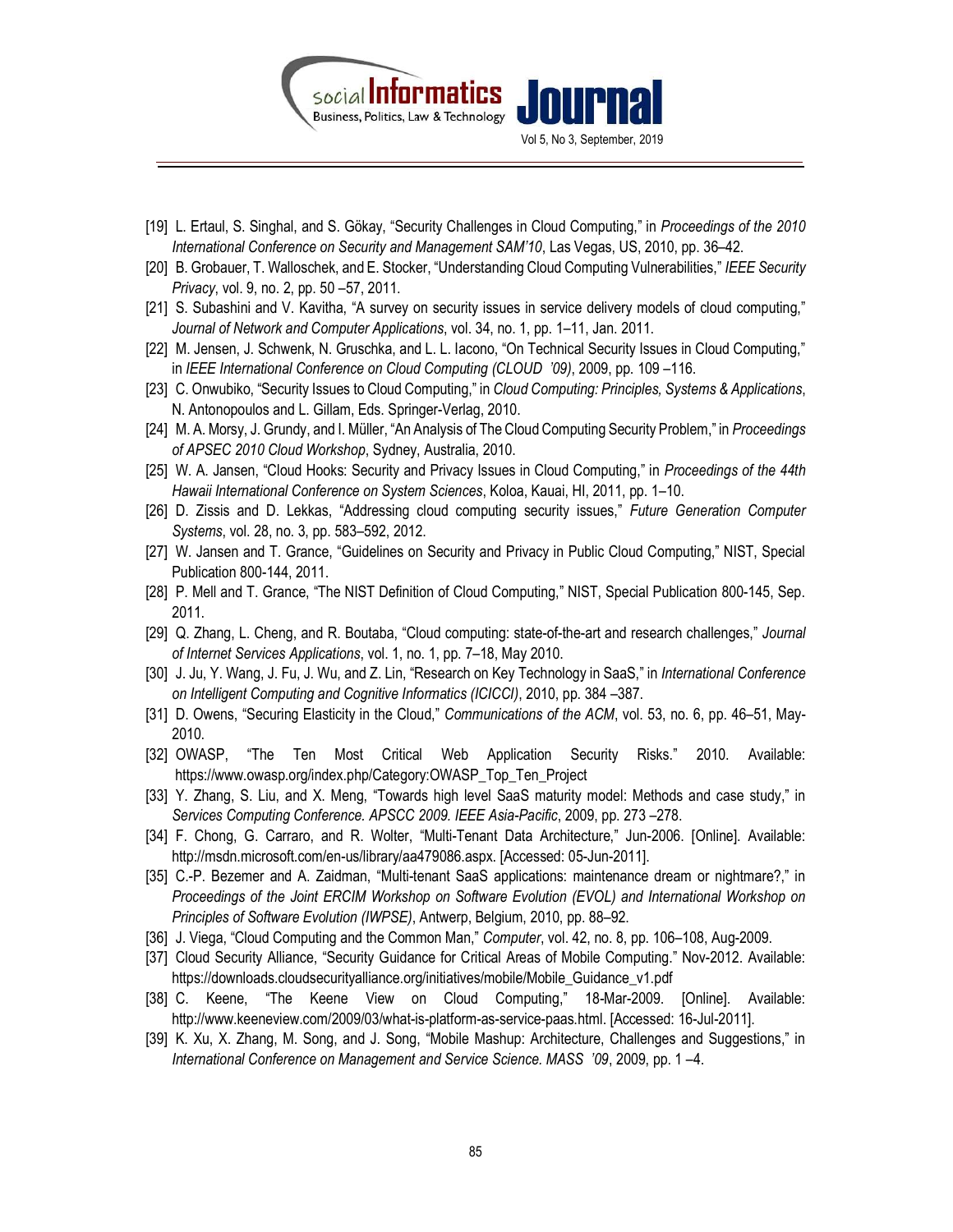[19] L. Ertaul, S. Singhal, and S. Gökay, "Security Challenges in Cloud Computing," in *Proceedings of the 2010 International Conference on Security and Management SAM'10*, Las Vegas, US, 2010, pp. 36–42.

[20] B. Grobauer, T. Walloschek, and E. Stocker, "Understanding Cloud Computing Vulnerabilities," *IEEE Security Privacy*, vol. 9, no. 2, pp. 50 –57, 2011.

[21] S. Subashini and V. Kavitha, "A survey on security issues in service delivery models of cloud computing," *Journal of Network and Computer Applications*, vol. 34, no. 1, pp. 1–11, Jan. 2011.

[22] M. Jensen, J. Schwenk, N. Gruschka, and L. L. Iacono, "On Technical Security Issues in Cloud Computing," in *IEEE International Conference on Cloud Computing (CLOUD '09)*, 2009, pp. 109 –116.

[23] C. Onwubiko, "Security Issues to Cloud Computing," in *Cloud Computing: Principles, Systems & Applications*, N. Antonopoulos and L. Gillam, Eds. Springer-Verlag, 2010.

[24] M. A. Morsy, J. Grundy, and I. Müller, "An Analysis of The Cloud Computing Security Problem," in *Proceedings of APSEC 2010 Cloud Workshop*, Sydney, Australia, 2010.

[25] W. A. Jansen, "Cloud Hooks: Security and Privacy Issues in Cloud Computing," in *Proceedings of the 44th Hawaii International Conference on System Sciences*, Koloa, Kauai, HI, 2011, pp. 1–10.

[26] D. Zissis and D. Lekkas, "Addressing cloud computing security issues," *Future Generation Computer Systems*, vol. 28, no. 3, pp. 583–592, 2012.

[27] W. Jansen and T. Grance, "Guidelines on Security and Privacy in Public Cloud Computing," NIST, Special Publication 800-144, 2011.

[28] P. Mell and T. Grance, "The NIST Definition of Cloud Computing," NIST, Special Publication 800-145, Sep. 2011.

[29] Q. Zhang, L. Cheng, and R. Boutaba, "Cloud computing: state-of-the-art and research challenges," *Journal of Internet Services Applications*, vol. 1, no. 1, pp. 7–18, May 2010.

[30] J. Ju, Y. Wang, J. Fu, J. Wu, and Z. Lin, "Research on Key Technology in SaaS," in *International Conference on Intelligent Computing and Cognitive Informatics (ICICCI)*, 2010, pp. 384 –387.

[31] D. Owens, "Securing Elasticity in the Cloud," *Communications of the ACM*, vol. 53, no. 6, pp. 46–51, May-2010.

[32] OWASP, "The Ten Most Critical Web Application Security Risks." 2010. Available: https://www.owasp.org/index.php/Category:OWASP_Top_Ten_Project

[33] Y. Zhang, S. Liu, and X. Meng, "Towards high level SaaS maturity model: Methods and case study," in *Services Computing Conference. APSCC 2009. IEEE Asia-Pacific*, 2009, pp. 273 –278.

[34] F. Chong, G. Carraro, and R. Wolter, "Multi-Tenant Data Architecture," Jun-2006. [Online]. Available: http://msdn.microsoft.com/en-us/library/aa479086.aspx. [Accessed: 05-Jun-2011].

[35] C.-P. Bezemer and A. Zaidman, "Multi-tenant SaaS applications: maintenance dream or nightmare?," in *Proceedings of the Joint ERCIM Workshop on Software Evolution (EVOL) and International Workshop on Principles of Software Evolution (IWPSE)*, Antwerp, Belgium, 2010, pp. 88–92.

[36] J. Viega, "Cloud Computing and the Common Man," *Computer*, vol. 42, no. 8, pp. 106–108, Aug-2009.

[37] Cloud Security Alliance, "Security Guidance for Critical Areas of Mobile Computing." Nov-2012. Available: https://downloads.cloudsecurityalliance.org/initiatives/mobile/Mobile_Guidance_v1.pdf

[38] C. Keene, "The Keene View on Cloud Computing," 18-Mar-2009. [Online]. Available: http://www.keeneview.com/2009/03/what-is-platform-as-service-paas.html. [Accessed: 16-Jul-2011].

[39] K. Xu, X. Zhang, M. Song, and J. Song, "Mobile Mashup: Architecture, Challenges and Suggestions," in *International Conference on Management and Service Science. MASS '09*, 2009, pp. 1 –4.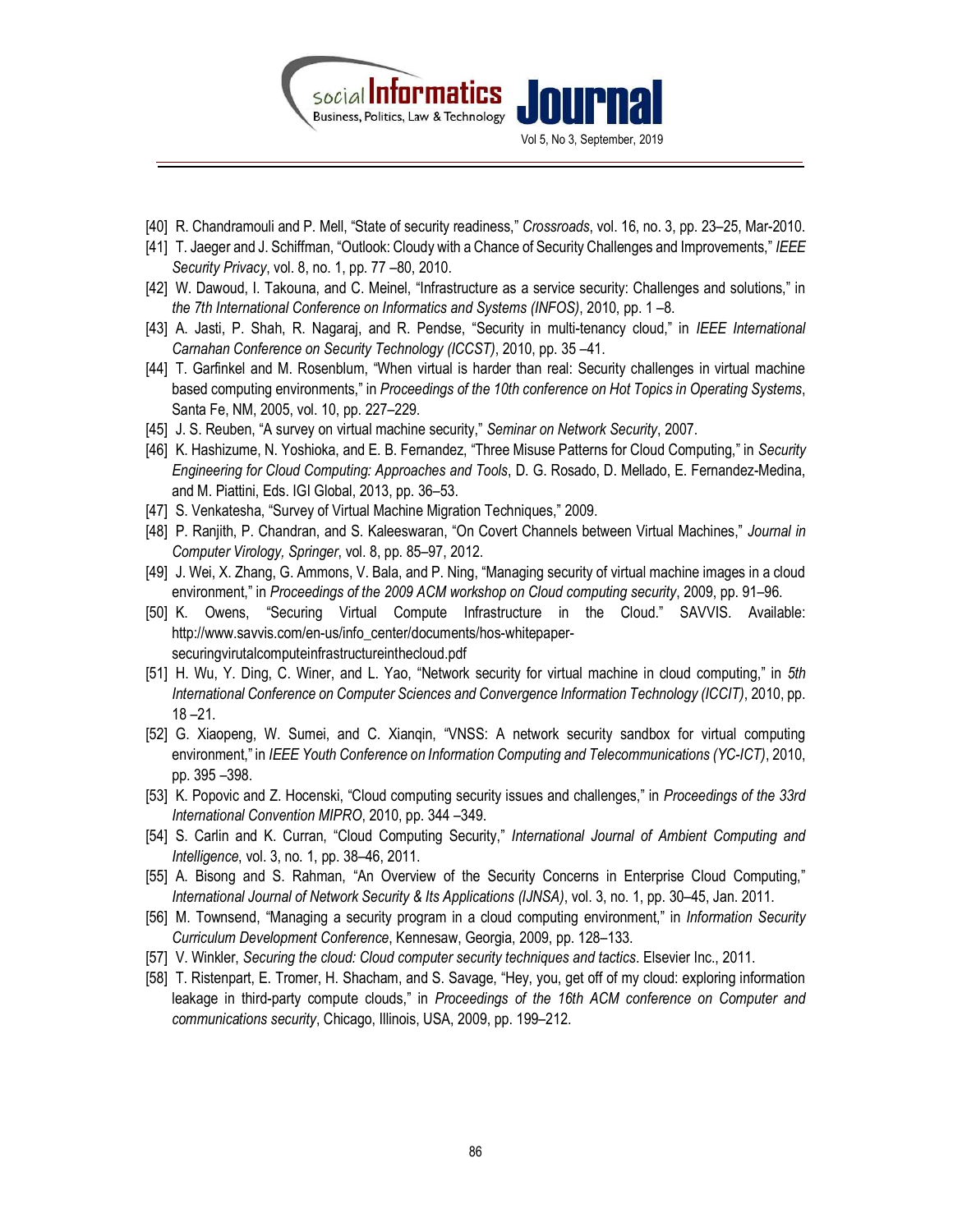[40] R. Chandramouli and P. Mell, "State of security readiness," *Crossroads*, vol. 16, no. 3, pp. 23–25, Mar-2010.

[41] T. Jaeger and J. Schiffman, "Outlook: Cloudy with a Chance of Security Challenges and Improvements," *IEEE Security Privacy*, vol. 8, no. 1, pp. 77 –80, 2010.

[42] W. Dawoud, I. Takouna, and C. Meinel, "Infrastructure as a service security: Challenges and solutions," in *the 7th International Conference on Informatics and Systems (INFOS)*, 2010, pp. 1 –8.

[43] A. Jasti, P. Shah, R. Nagaraj, and R. Pendse, "Security in multi-tenancy cloud," in *IEEE International Carnahan Conference on Security Technology (ICCST)*, 2010, pp. 35 –41.

[44] T. Garfinkel and M. Rosenblum, "When virtual is harder than real: Security challenges in virtual machine based computing environments," in *Proceedings of the 10th conference on Hot Topics in Operating Systems*, Santa Fe, NM, 2005, vol. 10, pp. 227–229.

[45] J. S. Reuben, "A survey on virtual machine security," *Seminar on Network Security*, 2007.

[46] K. Hashizume, N. Yoshioka, and E. B. Fernandez, "Three Misuse Patterns for Cloud Computing," in *Security Engineering for Cloud Computing: Approaches and Tools*, D. G. Rosado, D. Mellado, E. Fernandez-Medina, and M. Piattini, Eds. IGI Global, 2013, pp. 36–53.

[47] S. Venkatesha, "Survey of Virtual Machine Migration Techniques," 2009.

[48] P. Ranjith, P. Chandran, and S. Kaleeswaran, "On Covert Channels between Virtual Machines," *Journal in Computer Virology, Springer*, vol. 8, pp. 85–97, 2012.

[49] J. Wei, X. Zhang, G. Ammons, V. Bala, and P. Ning, "Managing security of virtual machine images in a cloud environment," in *Proceedings of the 2009 ACM workshop on Cloud computing security*, 2009, pp. 91–96.

[50] K. Owens, "Securing Virtual Compute Infrastructure in the Cloud." SAVVIS. Available: http://www.savvis.com/en-us/info_center/documents/hos-whitepaper-securingvirutalcomputeinfrastructureinthecloud.pdf

[51] H. Wu, Y. Ding, C. Winer, and L. Yao, "Network security for virtual machine in cloud computing," in *5th International Conference on Computer Sciences and Convergence Information Technology (ICCIT)*, 2010, pp. 18 –21.

[52] G. Xiaopeng, W. Sumei, and C. Xianqin, "VNSS: A network security sandbox for virtual computing environment," in *IEEE Youth Conference on Information Computing and Telecommunications (YC-ICT)*, 2010, pp. 395 –398.

[53] K. Popovic and Z. Hocenski, "Cloud computing security issues and challenges," in *Proceedings of the 33rd International Convention MIPRO*, 2010, pp. 344 –349.

[54] S. Carlin and K. Curran, "Cloud Computing Security," *International Journal of Ambient Computing and Intelligence*, vol. 3, no. 1, pp. 38–46, 2011.

[55] A. Bisong and S. Rahman, "An Overview of the Security Concerns in Enterprise Cloud Computing," *International Journal of Network Security & Its Applications (IJNSA)*, vol. 3, no. 1, pp. 30–45, Jan. 2011.

[56] M. Townsend, "Managing a security program in a cloud computing environment," in *Information Security Curriculum Development Conference*, Kennesaw, Georgia, 2009, pp. 128–133.

[57] V. Winkler, *Securing the cloud: Cloud computer security techniques and tactics*. Elsevier Inc., 2011.

[58] T. Ristenpart, E. Tromer, H. Shacham, and S. Savage, "Hey, you, get off of my cloud: exploring information leakage in third-party compute clouds," in *Proceedings of the 16th ACM conference on Computer and communications security*, Chicago, Illinois, USA, 2009, pp. 199–212.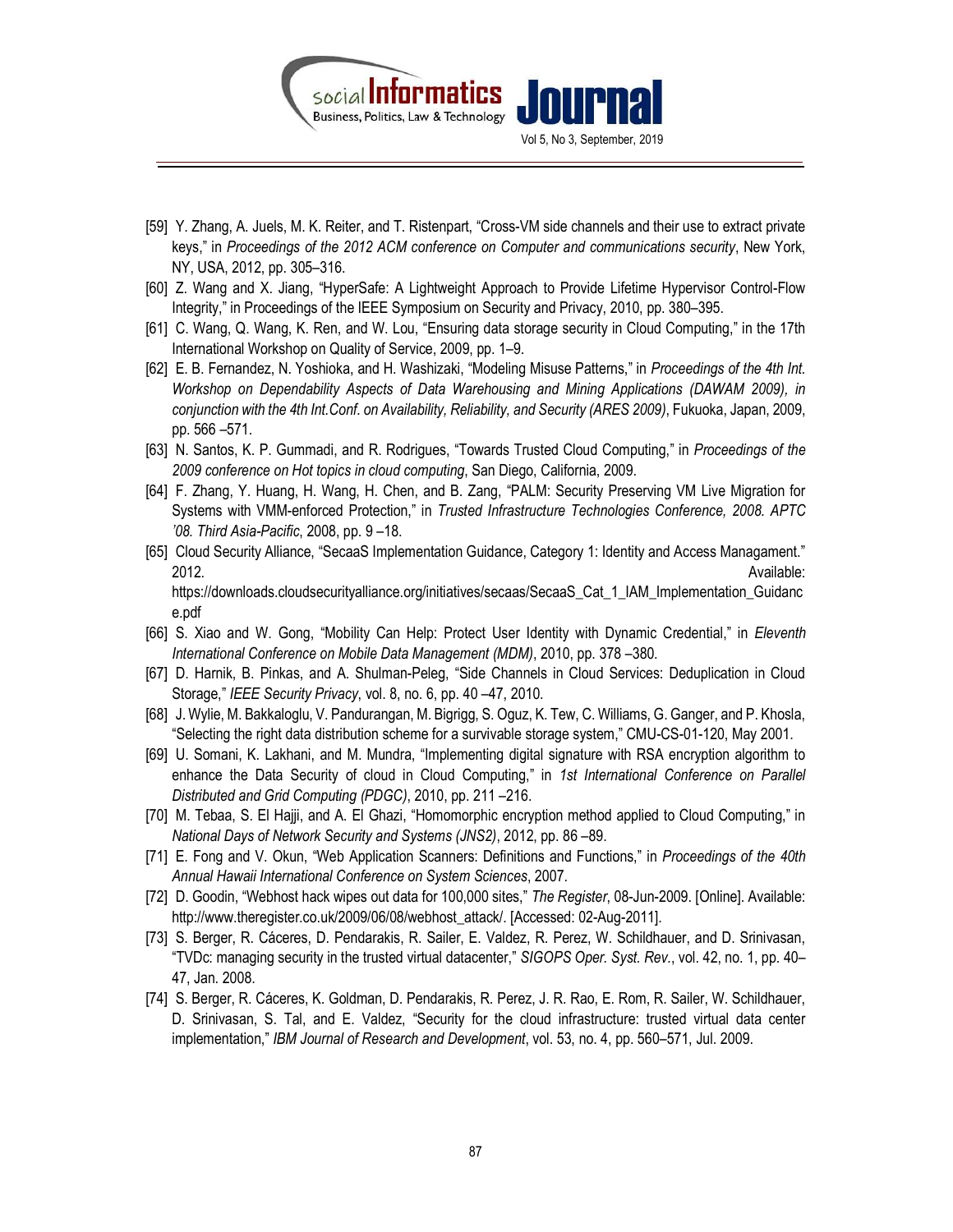[59] Y. Zhang, A. Juels, M. K. Reiter, and T. Ristenpart, "Cross-VM side channels and their use to extract private keys," in *Proceedings of the 2012 ACM conference on Computer and communications security*, New York, NY, USA, 2012, pp. 305–316.

[60] Z. Wang and X. Jiang, "HyperSafe: A Lightweight Approach to Provide Lifetime Hypervisor Control-Flow Integrity," in Proceedings of the IEEE Symposium on Security and Privacy, 2010, pp. 380–395.

[61] C. Wang, Q. Wang, K. Ren, and W. Lou, "Ensuring data storage security in Cloud Computing," in the 17th International Workshop on Quality of Service, 2009, pp. 1–9.

[62] E. B. Fernandez, N. Yoshioka, and H. Washizaki, "Modeling Misuse Patterns," in *Proceedings of the 4th Int. Workshop on Dependability Aspects of Data Warehousing and Mining Applications (DAWAM 2009), in conjunction with the 4th Int.Conf. on Availability, Reliability, and Security (ARES 2009)*, Fukuoka, Japan, 2009, pp. 566 –571.

[63] N. Santos, K. P. Gummadi, and R. Rodrigues, "Towards Trusted Cloud Computing," in *Proceedings of the 2009 conference on Hot topics in cloud computing*, San Diego, California, 2009.

[64] F. Zhang, Y. Huang, H. Wang, H. Chen, and B. Zang, "PALM: Security Preserving VM Live Migration for Systems with VMM-enforced Protection," in *Trusted Infrastructure Technologies Conference, 2008. APTC '08. Third Asia-Pacific*, 2008, pp. 9 –18.

[65] Cloud Security Alliance, "SecaaS Implementation Guidance, Category 1: Identity and Access Managament." 2012. Available: https://downloads.cloudsecurityalliance.org/initiatives/secaas/SecaaS_Cat_1_IAM_Implementation_Guidance.pdf

[66] S. Xiao and W. Gong, "Mobility Can Help: Protect User Identity with Dynamic Credential," in *Eleventh International Conference on Mobile Data Management (MDM)*, 2010, pp. 378 –380.

[67] D. Harnik, B. Pinkas, and A. Shulman-Peleg, "Side Channels in Cloud Services: Deduplication in Cloud Storage," *IEEE Security Privacy*, vol. 8, no. 6, pp. 40 –47, 2010.

[68] J. Wylie, M. Bakkaloglu, V. Pandurangan, M. Bigrigg, S. Oguz, K. Tew, C. Williams, G. Ganger, and P. Khosla, "Selecting the right data distribution scheme for a survivable storage system," CMU-CS-01-120, May 2001.

[69] U. Somani, K. Lakhani, and M. Mundra, "Implementing digital signature with RSA encryption algorithm to enhance the Data Security of cloud in Cloud Computing," in *1st International Conference on Parallel Distributed and Grid Computing (PDGC)*, 2010, pp. 211 –216.

[70] M. Tebaa, S. El Hajji, and A. El Ghazi, "Homomorphic encryption method applied to Cloud Computing," in *National Days of Network Security and Systems (JNS2)*, 2012, pp. 86 –89.

[71] E. Fong and V. Okun, "Web Application Scanners: Definitions and Functions," in *Proceedings of the 40th Annual Hawaii International Conference on System Sciences*, 2007.

[72] D. Goodin, "Webhost hack wipes out data for 100,000 sites," *The Register*, 08-Jun-2009. [Online]. Available: http://www.theregister.co.uk/2009/06/08/webhost_attack/. [Accessed: 02-Aug-2011].

[73] S. Berger, R. Cáceres, D. Pendarakis, R. Sailer, E. Valdez, R. Perez, W. Schildhauer, and D. Srinivasan, "TVDc: managing security in the trusted virtual datacenter," *SIGOPS Oper. Syst. Rev.*, vol. 42, no. 1, pp. 40–47, Jan. 2008.

[74] S. Berger, R. Cáceres, K. Goldman, D. Pendarakis, R. Perez, J. R. Rao, E. Rom, R. Sailer, W. Schildhauer, D. Srinivasan, S. Tal, and E. Valdez, "Security for the cloud infrastructure: trusted virtual data center implementation," *IBM Journal of Research and Development*, vol. 53, no. 4, pp. 560–571, Jul. 2009.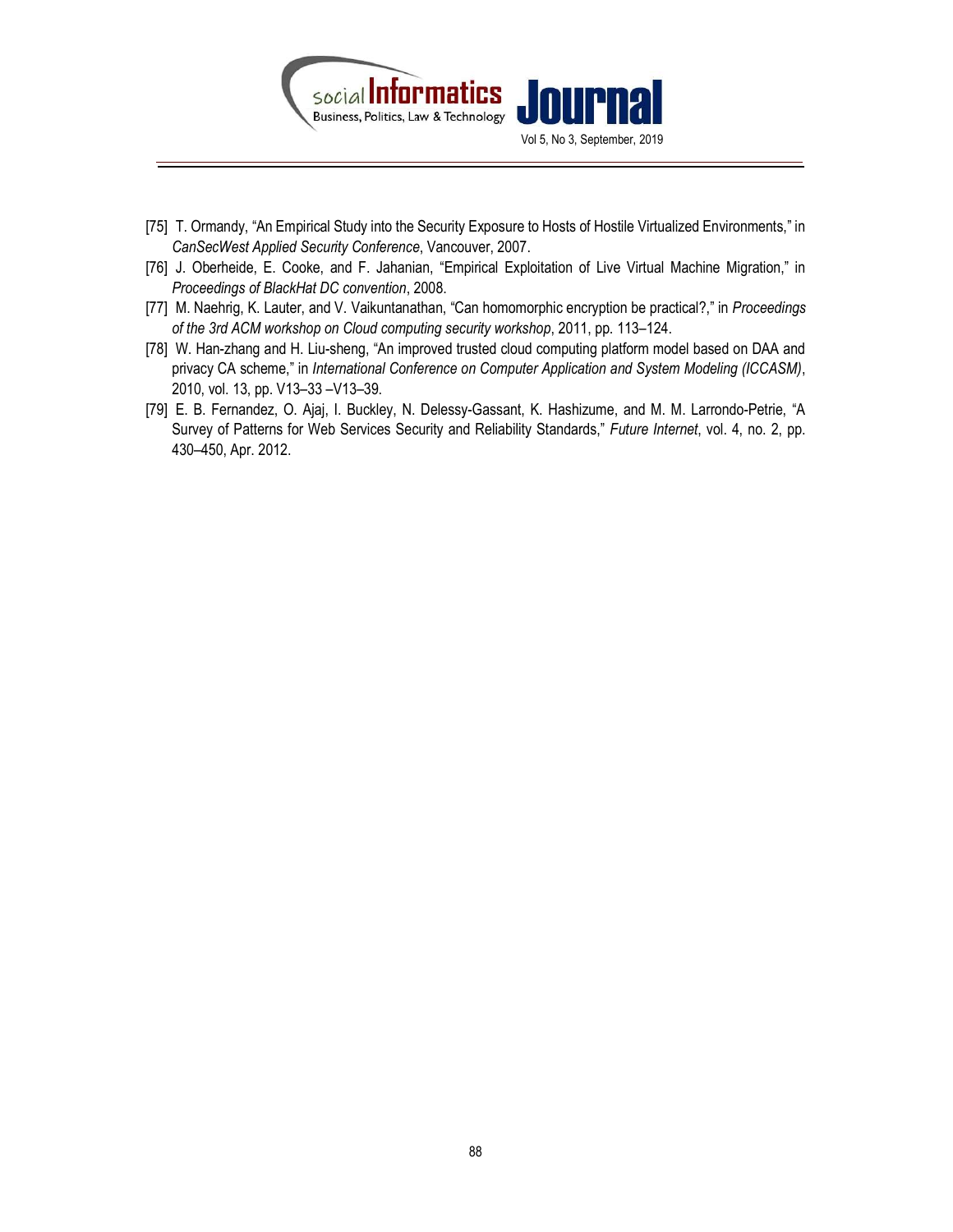[75] T. Ormandy, “An Empirical Study into the Security Exposure to Hosts of Hostile Virtualized Environments,” in *CanSecWest Applied Security Conference*, Vancouver, 2007.

[76] J. Oberheide, E. Cooke, and F. Jahanian, “Empirical Exploitation of Live Virtual Machine Migration,” in *Proceedings of BlackHat DC convention*, 2008.

[77] M. Naehrig, K. Lauter, and V. Vaikuntanathan, “Can homomorphic encryption be practical?,” in *Proceedings of the 3rd ACM workshop on Cloud computing security workshop*, 2011, pp. 113–124.

[78] W. Han-zhang and H. Liu-sheng, “An improved trusted cloud computing platform model based on DAA and privacy CA scheme,” in *International Conference on Computer Application and System Modeling (ICCASM)*, 2010, vol. 13, pp. V13–33 –V13–39.

[79] E. B. Fernandez, O. Ajaj, I. Buckley, N. Delessy-Gassant, K. Hashizume, and M. M. Larrondo-Petrie, “A Survey of Patterns for Web Services Security and Reliability Standards,” *Future Internet*, vol. 4, no. 2, pp. 430–450, Apr. 2012.